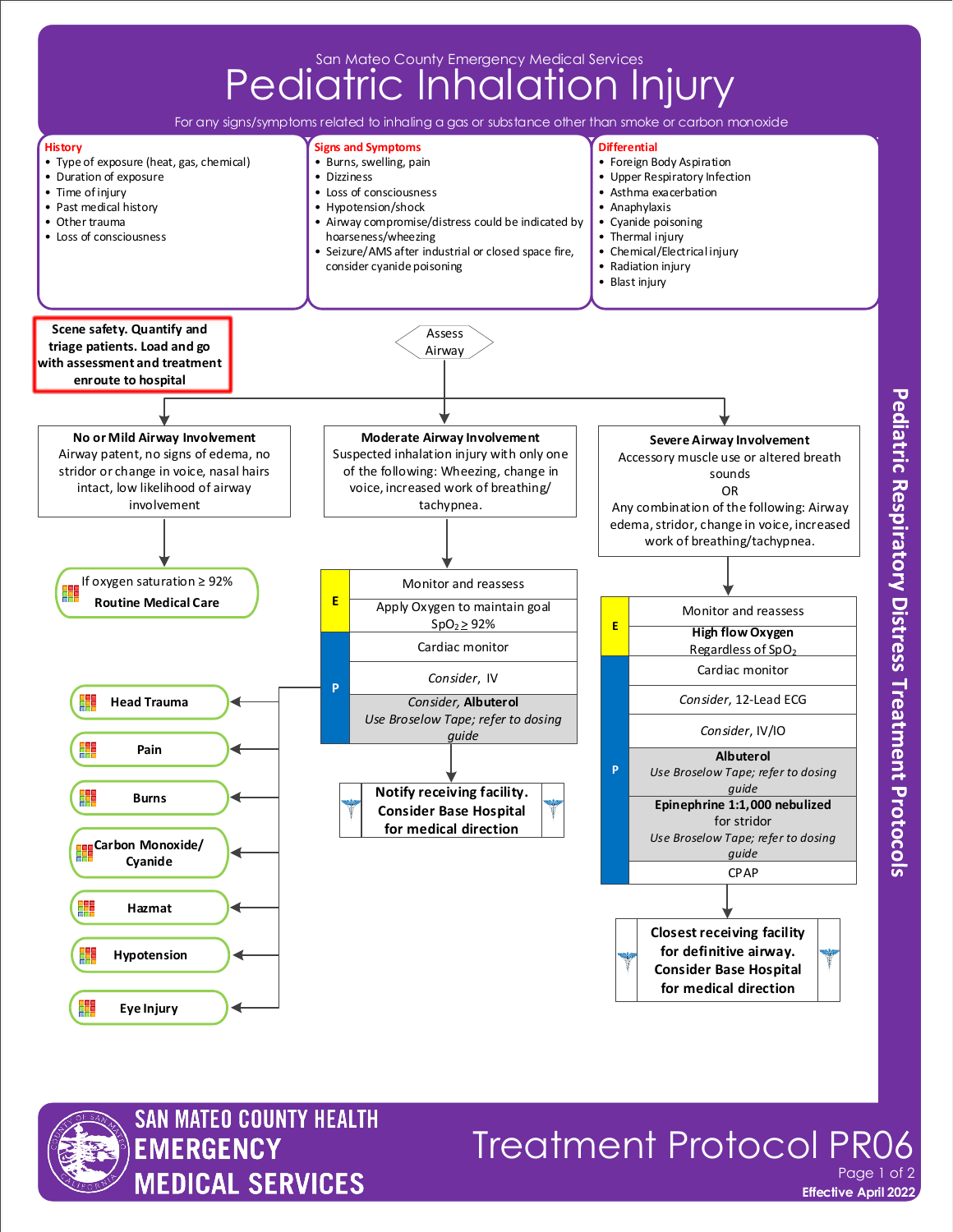San Mateo County Emergency Medical Services

# Pediatric Inhalation Injury

For any signs/symptoms related to inhaling a gas or substance other than smoke or carbon monoxide

**History**
- Type of exposure (heat, gas, chemical)
- Duration of exposure
- Time of injury
- Past medical history
- Other trauma
- Loss of consciousness

**Signs and Symptoms**
- Burns, swelling, pain
- Dizziness
- Loss of consciousness
- Hypotension/shock
- Airway compromise/distress could be indicated by hoarseness/wheezing
- Seizure/AMS after industrial or closed space fire, consider cyanide poisoning

**Differential**
- Foreign Body Aspiration
- Upper Respiratory Infection
- Asthma exacerbation
- Anaphylaxis
- Cyanide poisoning
- Thermal injury
- Chemical/Electrical injury
- Radiation injury
- Blast injury

**Scene safety. Quantify and triage patients. Load and go with assessment and treatment enroute to hospital**

Assess Airway

## No or Mild Airway Involvement

Airway patent, no signs of edema, no stridor or change in voice, nasal hairs intact, low likelihood of airway involvement

- If oxygen saturation ≥ 92% **Routine Medical Care**

## Moderate Airway Involvement

Suspected inhalation injury with only one of the following: Wheezing, change in voice, increased work of breathing/ tachypnea.

- E: Monitor and reassess
- E: Apply Oxygen to maintain goal $SpO_2 \geq 92\%$
- P: Cardiac monitor
- P: *Consider*, IV
- P: *Consider*, **Albuterol** — *Use Broselow Tape; refer to dosing guide*

**Notify receiving facility. Consider Base Hospital for medical direction**

## Severe Airway Involvement

Accessory muscle use or altered breath sounds

OR

Any combination of the following: Airway edema, stridor, change in voice, increased work of breathing/tachypnea.

- E: Monitor and reassess
- E: **High flow Oxygen** Regardless of $SpO_2$
- P: Cardiac monitor
- P: *Consider*, 12-Lead ECG
- P: *Consider*, IV/IO
- P: **Albuterol** — *Use Broselow Tape; refer to dosing guide*
- P: **Epinephrine 1:1,000 nebulized** for stridor — *Use Broselow Tape; refer to dosing guide*
- P: CPAP

**Closest receiving facility for definitive airway. Consider Base Hospital for medical direction**

## Related Protocols

- Head Trauma
- Pain
- Burns
- Carbon Monoxide/ Cyanide
- Hazmat
- Hypotension
- Eye Injury

Pediatric Respiratory Distress Treatment Protocols

San Mateo County Health Emergency Medical Services

Treatment Protocol PR06

Effective April 2022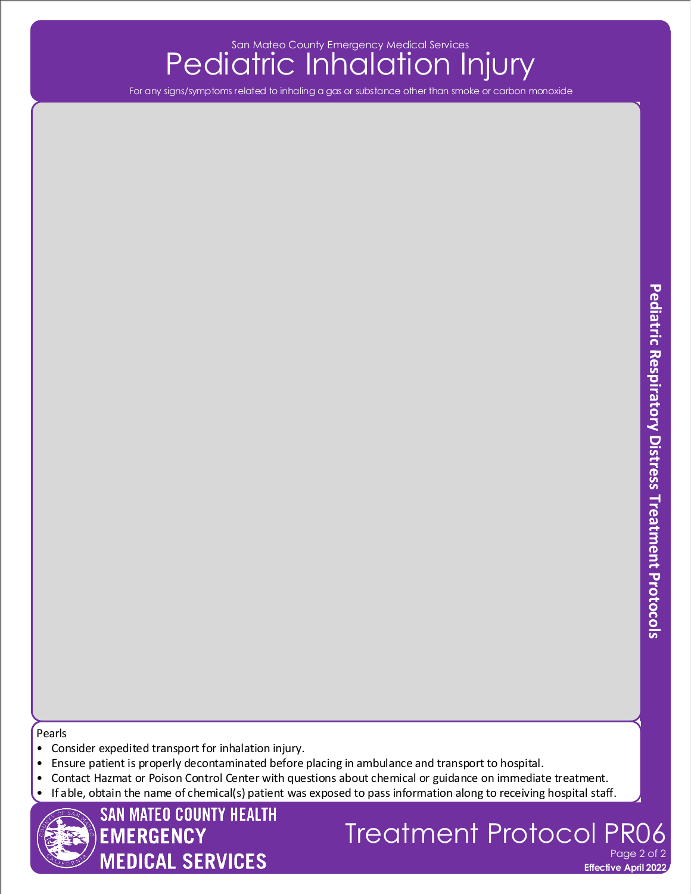San Mateo County Emergency Medical Services

# Pediatric Inhalation Injury

For any signs/symptoms related to inhaling a gas or substance other than smoke or carbon monoxide

Pearls

- Consider expedited transport for inhalation injury.
- Ensure patient is properly decontaminated before placing in ambulance and transport to hospital.
- Contact Hazmat or Poison Control Center with questions about chemical or guidance on immediate treatment.
- If able, obtain the name of chemical(s) patient was exposed to pass information along to receiving hospital staff.

SAN MATEO COUNTY HEALTH EMERGENCY MEDICAL SERVICES

Treatment Protocol PR06

Effective April 2022